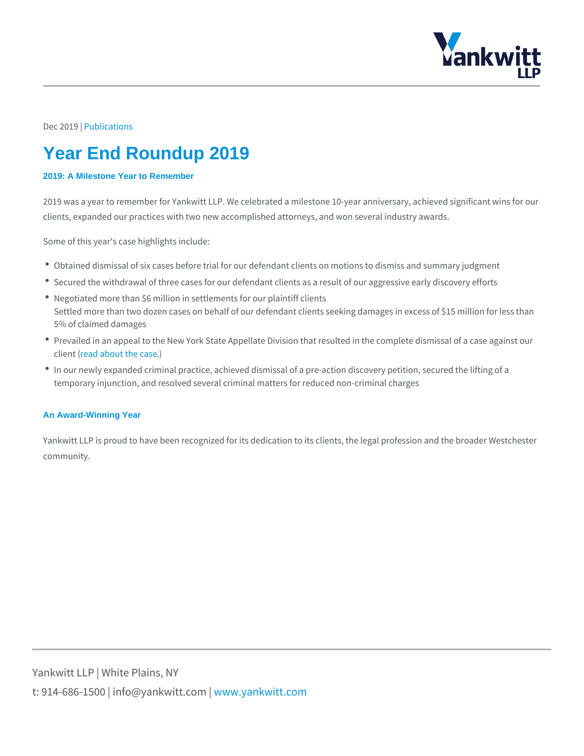Dec 2019 | Publications

# Year End Roundup 2019

### 2019: A Milestone Year to Remember

2019 was a year to remember for Yankwitt LLP. We celebrated a milestone 10-year anniversary, achieved significant wins for our clients, expanded our practices with two new accomplished attorneys, and won several industry awards.

Some of this year's case highlights include:

- Obtained dismissal of six cases before trial for our defendant clients on motions to dismiss and summary judgment
- Secured the withdrawal of three cases for our defendant clients as a result of our aggressive early discovery efforts
- Negotiated more than $6 million in settlements for our plaintiff clients
  Settled more than two dozen cases on behalf of our defendant clients seeking damages in excess of $15 million for less than 5% of claimed damages
- Prevailed in an appeal to the New York State Appellate Division that resulted in the complete dismissal of a case against our client (read about the case.)
- In our newly expanded criminal practice, achieved dismissal of a pre-action discovery petition, secured the lifting of a temporary injunction, and resolved several criminal matters for reduced non-criminal charges

### An Award-Winning Year

Yankwitt LLP is proud to have been recognized for its dedication to its clients, the legal profession and the broader Westchester community.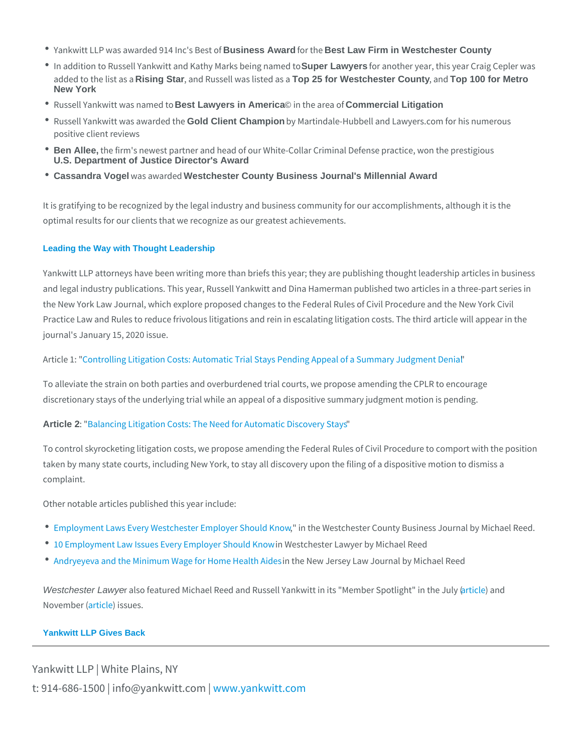- Yankwitt LLP was awarded 914 Inc's Best of **Business Award** for the **Best Law Firm in Westchester County**
- In addition to Russell Yankwitt and Kathy Marks being named to **Super Lawyers** for another year, this year Craig Cepler was added to the list as a **Rising Star**, and Russell was listed as a **Top 25 for Westchester County**, and **Top 100 for Metro New York**
- Russell Yankwitt was named to **Best Lawyers in America©** in the area of **Commercial Litigation**
- Russell Yankwitt was awarded the **Gold Client Champion** by Martindale-Hubbell and Lawyers.com for his numerous positive client reviews
- **Ben Allee,** the firm's newest partner and head of our White-Collar Criminal Defense practice, won the prestigious **U.S. Department of Justice Director's Award**
- **Cassandra Vogel** was awarded **Westchester County Business Journal's Millennial Award**

It is gratifying to be recognized by the legal industry and business community for our accomplishments, although it is the optimal results for our clients that we recognize as our greatest achievements.

## Leading the Way with Thought Leadership

Yankwitt LLP attorneys have been writing more than briefs this year; they are publishing thought leadership articles in business and legal industry publications. This year, Russell Yankwitt and Dina Hamerman published two articles in a three-part series in the New York Law Journal, which explore proposed changes to the Federal Rules of Civil Procedure and the New York Civil Practice Law and Rules to reduce frivolous litigations and rein in escalating litigation costs. The third article will appear in the journal's January 15, 2020 issue.

Article 1: "Controlling Litigation Costs: Automatic Trial Stays Pending Appeal of a Summary Judgment Denial"

To alleviate the strain on both parties and overburdened trial courts, we propose amending the CPLR to encourage discretionary stays of the underlying trial while an appeal of a dispositive summary judgment motion is pending.

**Article 2**: "Balancing Litigation Costs: The Need for Automatic Discovery Stays"

To control skyrocketing litigation costs, we propose amending the Federal Rules of Civil Procedure to comport with the position taken by many state courts, including New York, to stay all discovery upon the filing of a dispositive motion to dismiss a complaint.

Other notable articles published this year include:

- Employment Laws Every Westchester Employer Should Know," in the Westchester County Business Journal by Michael Reed.
- 10 Employment Law Issues Every Employer Should Know in Westchester Lawyer by Michael Reed
- Andryeyeva and the Minimum Wage for Home Health Aides in the New Jersey Law Journal by Michael Reed

*Westchester Lawyer* also featured Michael Reed and Russell Yankwitt in its "Member Spotlight" in the July (article) and November (article) issues.

## Yankwitt LLP Gives Back

Yankwitt LLP | White Plains, NY

t: 914-686-1500 | info@yankwitt.com | www.yankwitt.com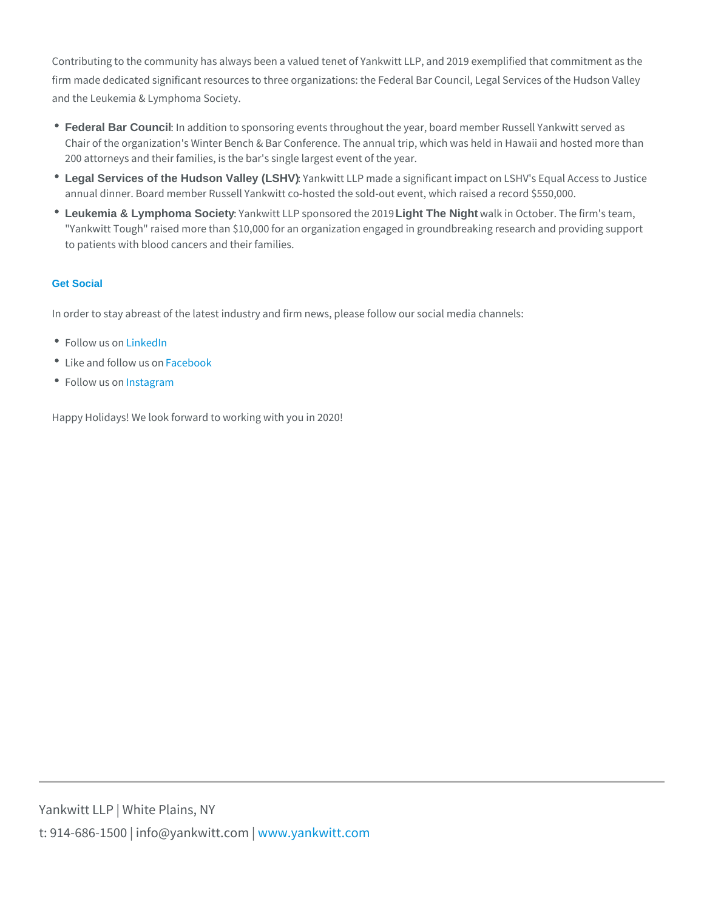Contributing to the community has always been a valued tenet of Yankwitt LLP, and 2019 exemplified that commitment as the firm made dedicated significant resources to three organizations: the Federal Bar Council, Legal Services of the Hudson Valley and the Leukemia & Lymphoma Society.

- **Federal Bar Council**: In addition to sponsoring events throughout the year, board member Russell Yankwitt served as Chair of the organization's Winter Bench & Bar Conference. The annual trip, which was held in Hawaii and hosted more than 200 attorneys and their families, is the bar's single largest event of the year.
- **Legal Services of the Hudson Valley (LSHV)**: Yankwitt LLP made a significant impact on LSHV's Equal Access to Justice annual dinner. Board member Russell Yankwitt co-hosted the sold-out event, which raised a record $550,000.
- **Leukemia & Lymphoma Society**: Yankwitt LLP sponsored the 2019 **Light The Night** walk in October. The firm's team, "Yankwitt Tough" raised more than $10,000 for an organization engaged in groundbreaking research and providing support to patients with blood cancers and their families.

### Get Social

In order to stay abreast of the latest industry and firm news, please follow our social media channels:

- Follow us on LinkedIn
- Like and follow us on Facebook
- Follow us on Instagram

Happy Holidays! We look forward to working with you in 2020!

---

Yankwitt LLP | White Plains, NY

t: 914-686-1500 | info@yankwitt.com | www.yankwitt.com